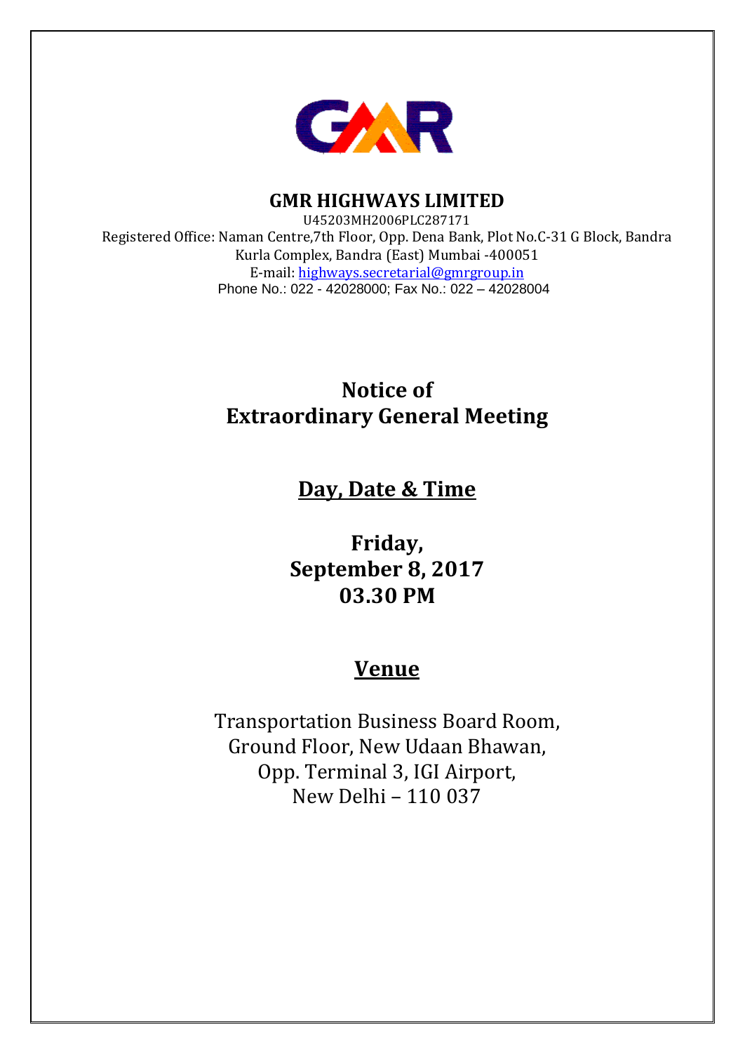# GMR HIGHWAYS LIMITED

U45203MH2006PLC287171

Registered Office: Naman Centre,7th Floor, Opp. Dena Bank, Plot No.C-31 G Block, Bandra Kurla Complex, Bandra (East) Mumbai -400051

E-mail: highways.secretarial@gmrgroup.in

Phone No.: 022 - 42028000; Fax No.: 022 – 42028004

# Notice of Extraordinary General Meeting

## Day, Date & Time

**Friday,**
**September 8, 2017**
**03.30 PM**

## Venue

Transportation Business Board Room,
Ground Floor, New Udaan Bhawan,
Opp. Terminal 3, IGI Airport,
New Delhi – 110 037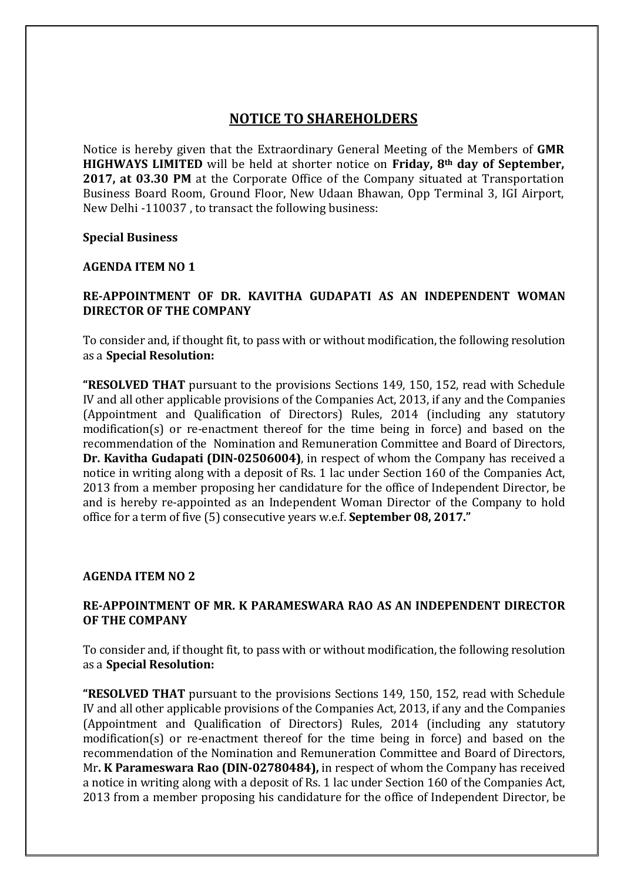## NOTICE TO SHAREHOLDERS

Notice is hereby given that the Extraordinary General Meeting of the Members of **GMR HIGHWAYS LIMITED** will be held at shorter notice on **Friday, 8th day of September, 2017, at 03.30 PM** at the Corporate Office of the Company situated at Transportation Business Board Room, Ground Floor, New Udaan Bhawan, Opp Terminal 3, IGI Airport, New Delhi -110037 , to transact the following business:

**Special Business**

**AGENDA ITEM NO 1**

**RE-APPOINTMENT OF DR. KAVITHA GUDAPATI AS AN INDEPENDENT WOMAN DIRECTOR OF THE COMPANY**

To consider and, if thought fit, to pass with or without modification, the following resolution as a **Special Resolution:**

**"RESOLVED THAT** pursuant to the provisions Sections 149, 150, 152, read with Schedule IV and all other applicable provisions of the Companies Act, 2013, if any and the Companies (Appointment and Qualification of Directors) Rules, 2014 (including any statutory modification(s) or re-enactment thereof for the time being in force) and based on the recommendation of the Nomination and Remuneration Committee and Board of Directors, **Dr. Kavitha Gudapati (DIN-02506004)**, in respect of whom the Company has received a notice in writing along with a deposit of Rs. 1 lac under Section 160 of the Companies Act, 2013 from a member proposing her candidature for the office of Independent Director, be and is hereby re-appointed as an Independent Woman Director of the Company to hold office for a term of five (5) consecutive years w.e.f. **September 08, 2017."**

**AGENDA ITEM NO 2**

**RE-APPOINTMENT OF MR. K PARAMESWARA RAO AS AN INDEPENDENT DIRECTOR OF THE COMPANY**

To consider and, if thought fit, to pass with or without modification, the following resolution as a **Special Resolution:**

**"RESOLVED THAT** pursuant to the provisions Sections 149, 150, 152, read with Schedule IV and all other applicable provisions of the Companies Act, 2013, if any and the Companies (Appointment and Qualification of Directors) Rules, 2014 (including any statutory modification(s) or re-enactment thereof for the time being in force) and based on the recommendation of the Nomination and Remuneration Committee and Board of Directors, Mr**. K Parameswara Rao (DIN-02780484),** in respect of whom the Company has received a notice in writing along with a deposit of Rs. 1 lac under Section 160 of the Companies Act, 2013 from a member proposing his candidature for the office of Independent Director, be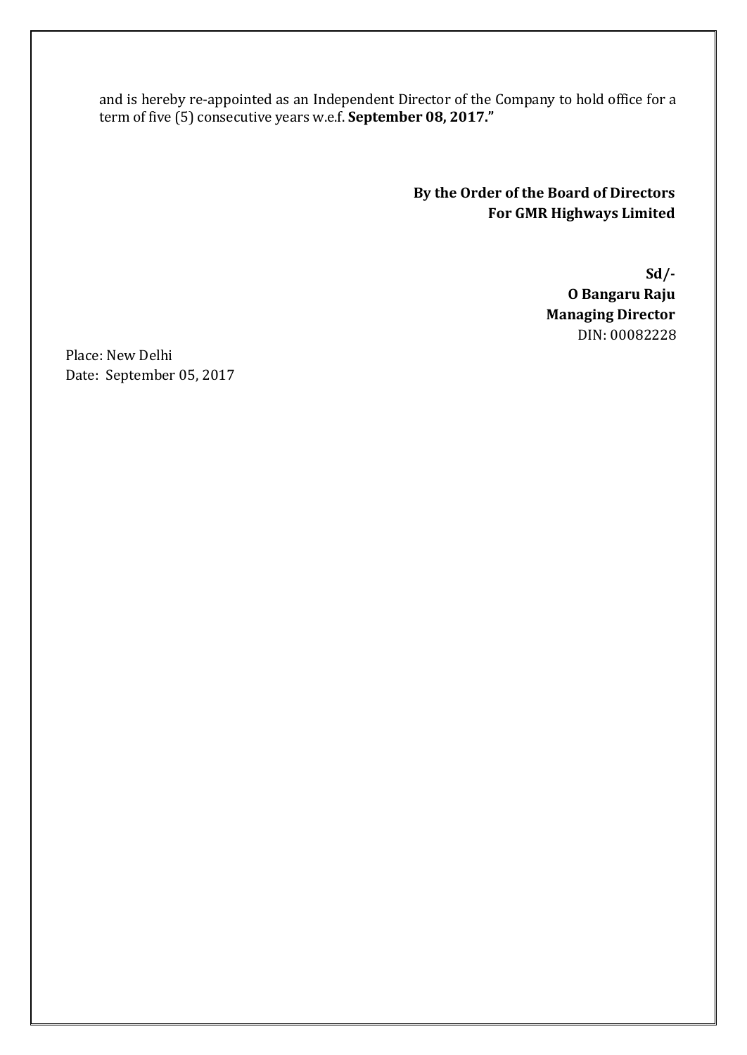and is hereby re-appointed as an Independent Director of the Company to hold office for a term of five (5) consecutive years w.e.f. **September 08, 2017."**

**By the Order of the Board of Directors**
**For GMR Highways Limited**

**Sd/-**
**O Bangaru Raju**
**Managing Director**
DIN: 00082228

Place: New Delhi
Date: September 05, 2017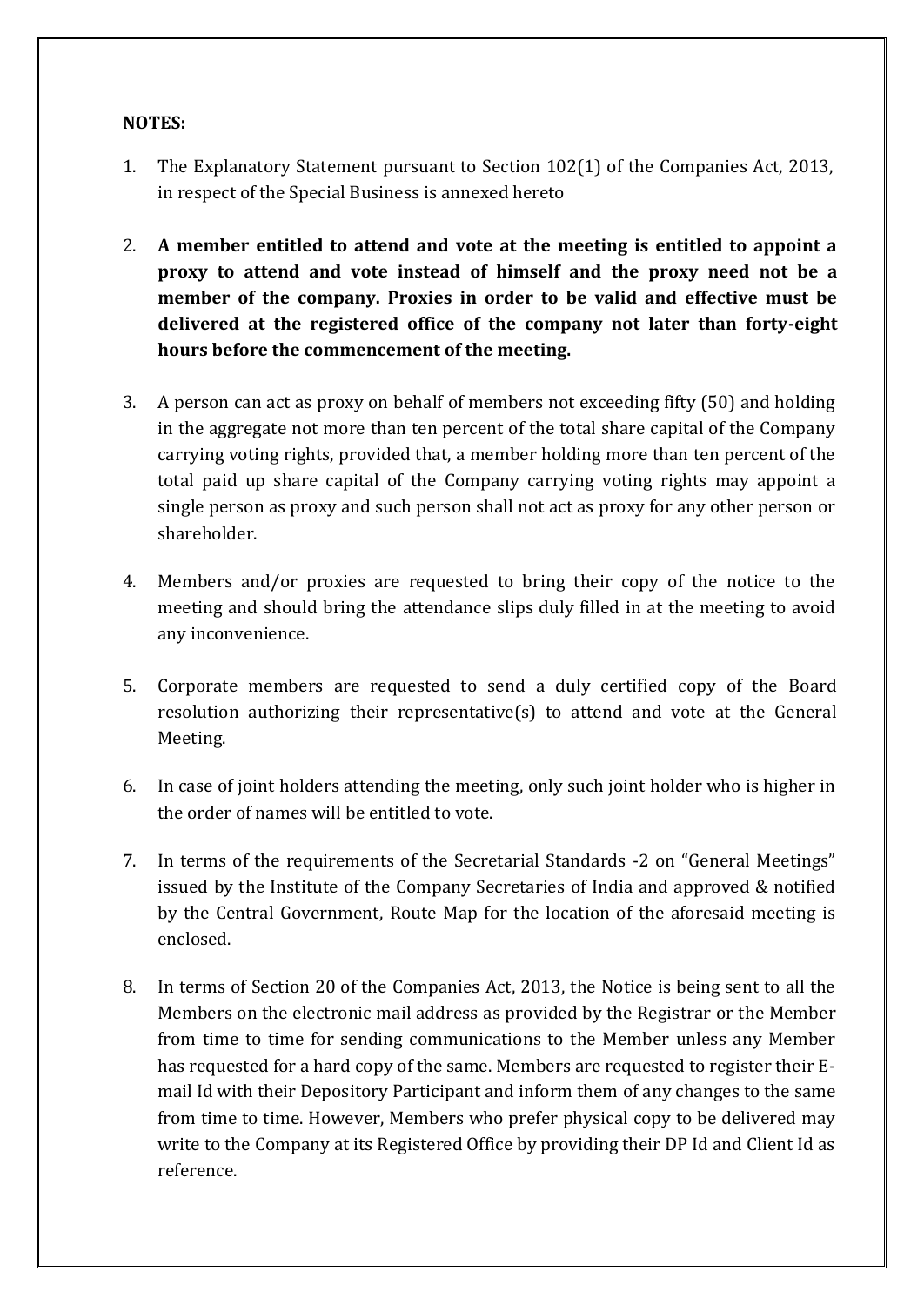**NOTES:**

1. The Explanatory Statement pursuant to Section 102(1) of the Companies Act, 2013, in respect of the Special Business is annexed hereto

2. **A member entitled to attend and vote at the meeting is entitled to appoint a proxy to attend and vote instead of himself and the proxy need not be a member of the company. Proxies in order to be valid and effective must be delivered at the registered office of the company not later than forty-eight hours before the commencement of the meeting.**

3. A person can act as proxy on behalf of members not exceeding fifty (50) and holding in the aggregate not more than ten percent of the total share capital of the Company carrying voting rights, provided that, a member holding more than ten percent of the total paid up share capital of the Company carrying voting rights may appoint a single person as proxy and such person shall not act as proxy for any other person or shareholder.

4. Members and/or proxies are requested to bring their copy of the notice to the meeting and should bring the attendance slips duly filled in at the meeting to avoid any inconvenience.

5. Corporate members are requested to send a duly certified copy of the Board resolution authorizing their representative(s) to attend and vote at the General Meeting.

6. In case of joint holders attending the meeting, only such joint holder who is higher in the order of names will be entitled to vote.

7. In terms of the requirements of the Secretarial Standards -2 on "General Meetings" issued by the Institute of the Company Secretaries of India and approved & notified by the Central Government, Route Map for the location of the aforesaid meeting is enclosed.

8. In terms of Section 20 of the Companies Act, 2013, the Notice is being sent to all the Members on the electronic mail address as provided by the Registrar or the Member from time to time for sending communications to the Member unless any Member has requested for a hard copy of the same. Members are requested to register their E-mail Id with their Depository Participant and inform them of any changes to the same from time to time. However, Members who prefer physical copy to be delivered may write to the Company at its Registered Office by providing their DP Id and Client Id as reference.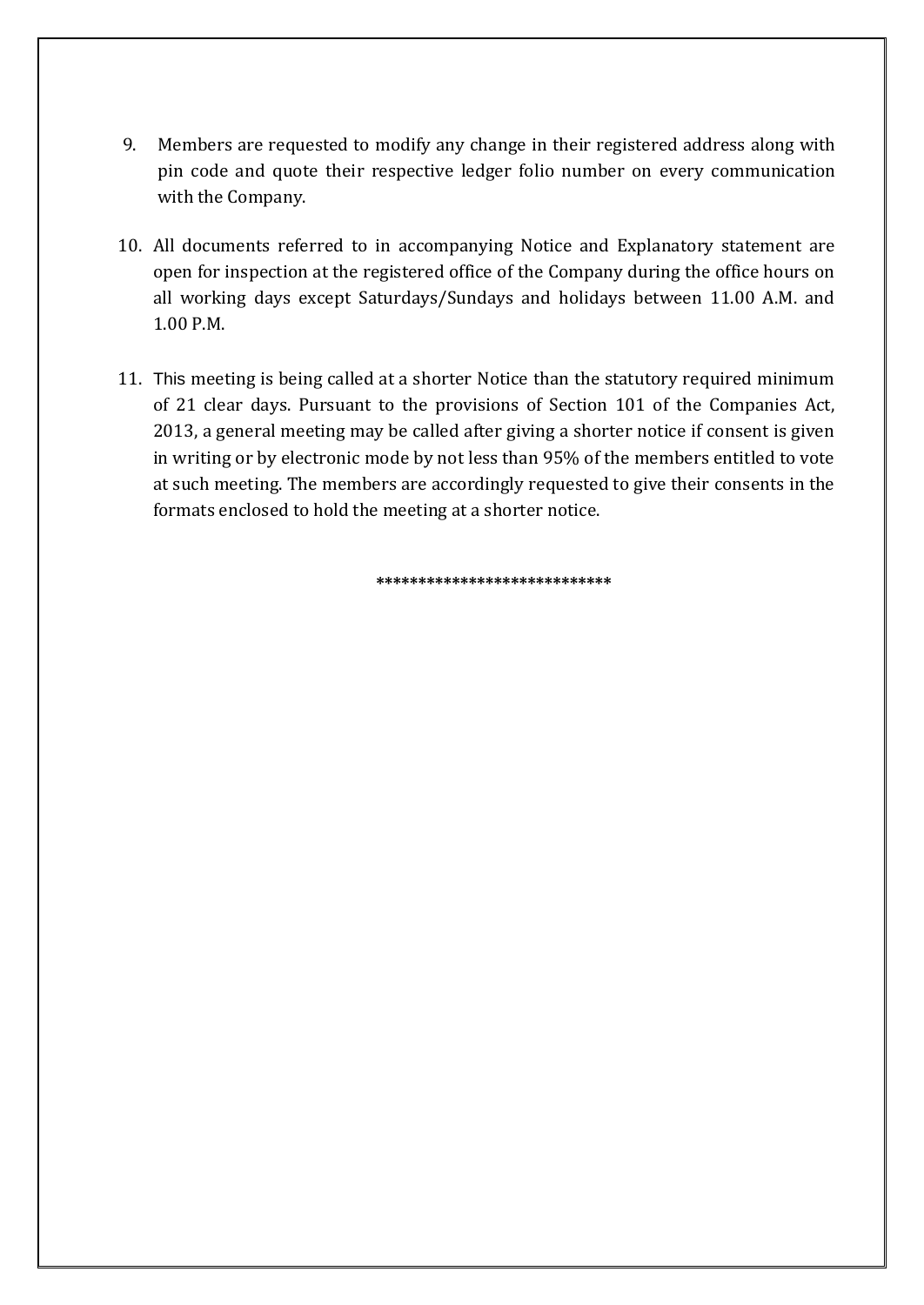9. Members are requested to modify any change in their registered address along with pin code and quote their respective ledger folio number on every communication with the Company.

10. All documents referred to in accompanying Notice and Explanatory statement are open for inspection at the registered office of the Company during the office hours on all working days except Saturdays/Sundays and holidays between 11.00 A.M. and 1.00 P.M.

11. This meeting is being called at a shorter Notice than the statutory required minimum of 21 clear days. Pursuant to the provisions of Section 101 of the Companies Act, 2013, a general meeting may be called after giving a shorter notice if consent is given in writing or by electronic mode by not less than 95% of the members entitled to vote at such meeting. The members are accordingly requested to give their consents in the formats enclosed to hold the meeting at a shorter notice.

***************************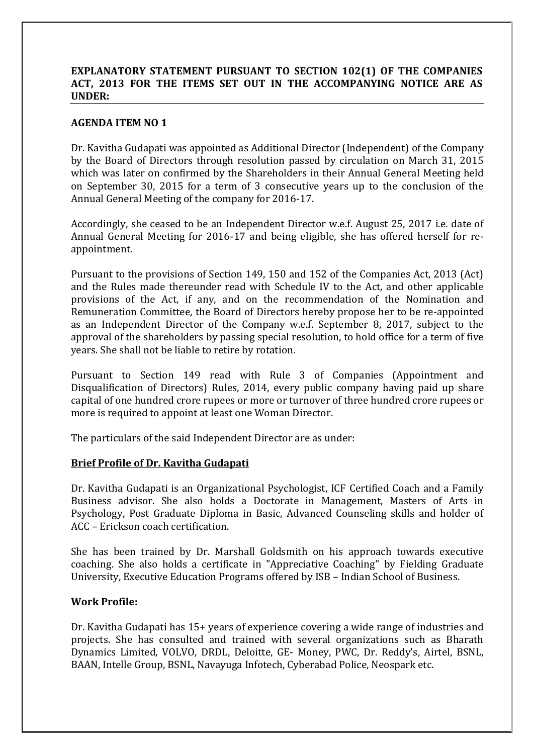**EXPLANATORY STATEMENT PURSUANT TO SECTION 102(1) OF THE COMPANIES ACT, 2013 FOR THE ITEMS SET OUT IN THE ACCOMPANYING NOTICE ARE AS UNDER:**

**AGENDA ITEM NO 1**

Dr. Kavitha Gudapati was appointed as Additional Director (Independent) of the Company by the Board of Directors through resolution passed by circulation on March 31, 2015 which was later on confirmed by the Shareholders in their Annual General Meeting held on September 30, 2015 for a term of 3 consecutive years up to the conclusion of the Annual General Meeting of the company for 2016-17.

Accordingly, she ceased to be an Independent Director w.e.f. August 25, 2017 i.e. date of Annual General Meeting for 2016-17 and being eligible, she has offered herself for re-appointment.

Pursuant to the provisions of Section 149, 150 and 152 of the Companies Act, 2013 (Act) and the Rules made thereunder read with Schedule IV to the Act, and other applicable provisions of the Act, if any, and on the recommendation of the Nomination and Remuneration Committee, the Board of Directors hereby propose her to be re-appointed as an Independent Director of the Company w.e.f. September 8, 2017, subject to the approval of the shareholders by passing special resolution, to hold office for a term of five years. She shall not be liable to retire by rotation.

Pursuant to Section 149 read with Rule 3 of Companies (Appointment and Disqualification of Directors) Rules, 2014, every public company having paid up share capital of one hundred crore rupees or more or turnover of three hundred crore rupees or more is required to appoint at least one Woman Director.

The particulars of the said Independent Director are as under:

**Brief Profile of Dr. Kavitha Gudapati**

Dr. Kavitha Gudapati is an Organizational Psychologist, ICF Certified Coach and a Family Business advisor. She also holds a Doctorate in Management, Masters of Arts in Psychology, Post Graduate Diploma in Basic, Advanced Counseling skills and holder of ACC – Erickson coach certification.

She has been trained by Dr. Marshall Goldsmith on his approach towards executive coaching. She also holds a certificate in "Appreciative Coaching" by Fielding Graduate University, Executive Education Programs offered by ISB – Indian School of Business.

**Work Profile:**

Dr. Kavitha Gudapati has 15+ years of experience covering a wide range of industries and projects. She has consulted and trained with several organizations such as Bharath Dynamics Limited, VOLVO, DRDL, Deloitte, GE- Money, PWC, Dr. Reddy's, Airtel, BSNL, BAAN, Intelle Group, BSNL, Navayuga Infotech, Cyberabad Police, Neospark etc.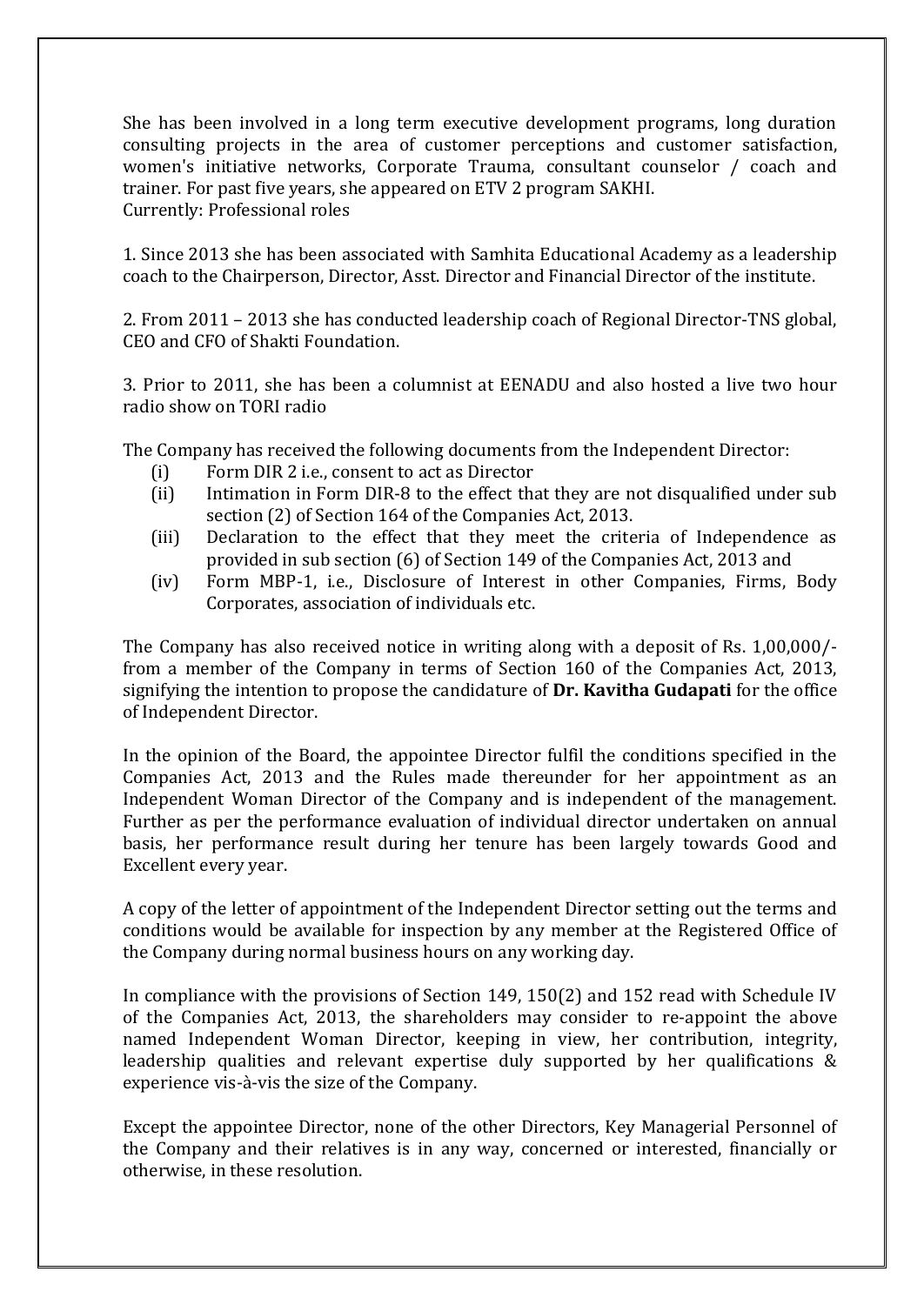She has been involved in a long term executive development programs, long duration consulting projects in the area of customer perceptions and customer satisfaction, women's initiative networks, Corporate Trauma, consultant counselor / coach and trainer. For past five years, she appeared on ETV 2 program SAKHI.
Currently: Professional roles

1. Since 2013 she has been associated with Samhita Educational Academy as a leadership coach to the Chairperson, Director, Asst. Director and Financial Director of the institute.

2. From 2011 – 2013 she has conducted leadership coach of Regional Director-TNS global, CEO and CFO of Shakti Foundation.

3. Prior to 2011, she has been a columnist at EENADU and also hosted a live two hour radio show on TORI radio

The Company has received the following documents from the Independent Director:

(i) Form DIR 2 i.e., consent to act as Director
(ii) Intimation in Form DIR-8 to the effect that they are not disqualified under sub section (2) of Section 164 of the Companies Act, 2013.
(iii) Declaration to the effect that they meet the criteria of Independence as provided in sub section (6) of Section 149 of the Companies Act, 2013 and
(iv) Form MBP-1, i.e., Disclosure of Interest in other Companies, Firms, Body Corporates, association of individuals etc.

The Company has also received notice in writing along with a deposit of Rs. 1,00,000/- from a member of the Company in terms of Section 160 of the Companies Act, 2013, signifying the intention to propose the candidature of **Dr. Kavitha Gudapati** for the office of Independent Director.

In the opinion of the Board, the appointee Director fulfil the conditions specified in the Companies Act, 2013 and the Rules made thereunder for her appointment as an Independent Woman Director of the Company and is independent of the management. Further as per the performance evaluation of individual director undertaken on annual basis, her performance result during her tenure has been largely towards Good and Excellent every year.

A copy of the letter of appointment of the Independent Director setting out the terms and conditions would be available for inspection by any member at the Registered Office of the Company during normal business hours on any working day.

In compliance with the provisions of Section 149, 150(2) and 152 read with Schedule IV of the Companies Act, 2013, the shareholders may consider to re-appoint the above named Independent Woman Director, keeping in view, her contribution, integrity, leadership qualities and relevant expertise duly supported by her qualifications & experience vis-à-vis the size of the Company.

Except the appointee Director, none of the other Directors, Key Managerial Personnel of the Company and their relatives is in any way, concerned or interested, financially or otherwise, in these resolution.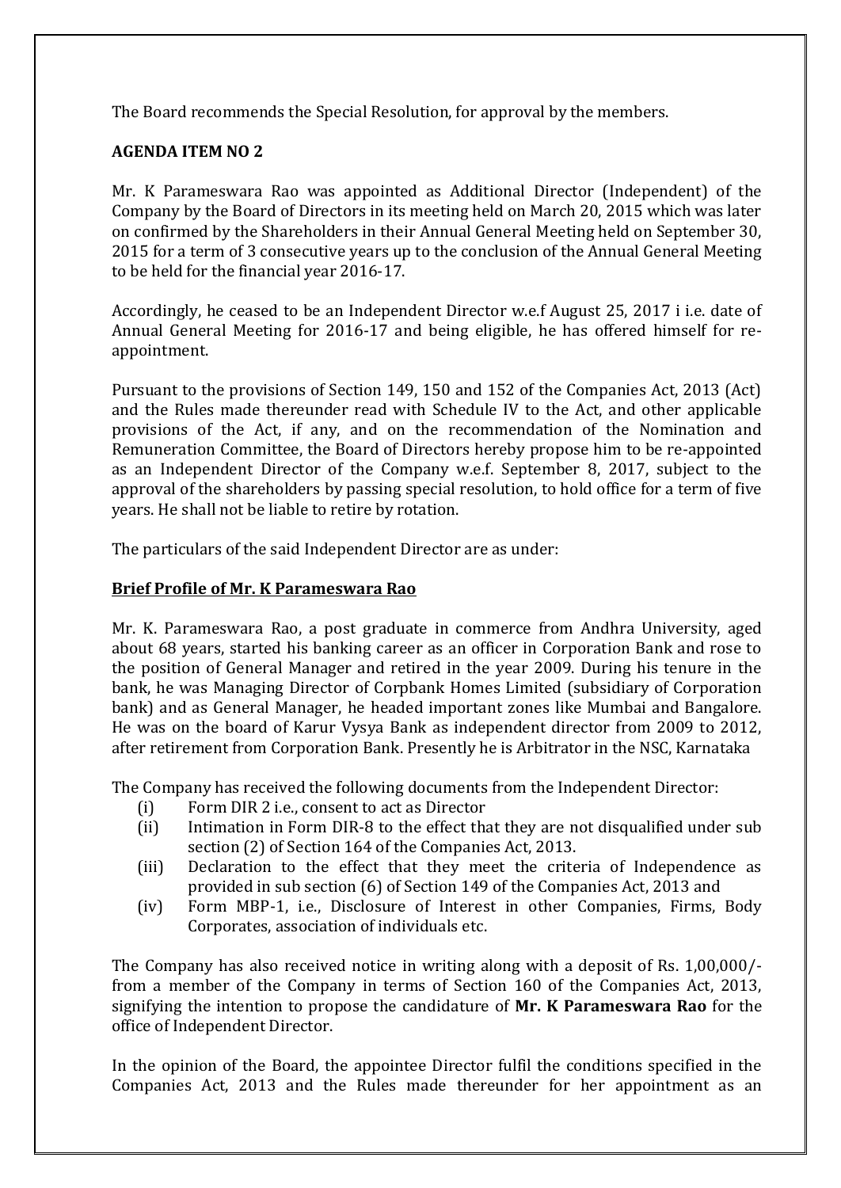The Board recommends the Special Resolution, for approval by the members.

**AGENDA ITEM NO 2**

Mr. K Parameswara Rao was appointed as Additional Director (Independent) of the Company by the Board of Directors in its meeting held on March 20, 2015 which was later on confirmed by the Shareholders in their Annual General Meeting held on September 30, 2015 for a term of 3 consecutive years up to the conclusion of the Annual General Meeting to be held for the financial year 2016-17.

Accordingly, he ceased to be an Independent Director w.e.f August 25, 2017 i i.e. date of Annual General Meeting for 2016-17 and being eligible, he has offered himself for re-appointment.

Pursuant to the provisions of Section 149, 150 and 152 of the Companies Act, 2013 (Act) and the Rules made thereunder read with Schedule IV to the Act, and other applicable provisions of the Act, if any, and on the recommendation of the Nomination and Remuneration Committee, the Board of Directors hereby propose him to be re-appointed as an Independent Director of the Company w.e.f. September 8, 2017, subject to the approval of the shareholders by passing special resolution, to hold office for a term of five years. He shall not be liable to retire by rotation.

The particulars of the said Independent Director are as under:

**<u>Brief Profile of Mr. K Parameswara Rao</u>**

Mr. K. Parameswara Rao, a post graduate in commerce from Andhra University, aged about 68 years, started his banking career as an officer in Corporation Bank and rose to the position of General Manager and retired in the year 2009. During his tenure in the bank, he was Managing Director of Corpbank Homes Limited (subsidiary of Corporation bank) and as General Manager, he headed important zones like Mumbai and Bangalore. He was on the board of Karur Vysya Bank as independent director from 2009 to 2012, after retirement from Corporation Bank. Presently he is Arbitrator in the NSC, Karnataka

The Company has received the following documents from the Independent Director:

(i) Form DIR 2 i.e., consent to act as Director
(ii) Intimation in Form DIR-8 to the effect that they are not disqualified under sub section (2) of Section 164 of the Companies Act, 2013.
(iii) Declaration to the effect that they meet the criteria of Independence as provided in sub section (6) of Section 149 of the Companies Act, 2013 and
(iv) Form MBP-1, i.e., Disclosure of Interest in other Companies, Firms, Body Corporates, association of individuals etc.

The Company has also received notice in writing along with a deposit of Rs. 1,00,000/- from a member of the Company in terms of Section 160 of the Companies Act, 2013, signifying the intention to propose the candidature of **Mr. K Parameswara Rao** for the office of Independent Director.

In the opinion of the Board, the appointee Director fulfil the conditions specified in the Companies Act, 2013 and the Rules made thereunder for her appointment as an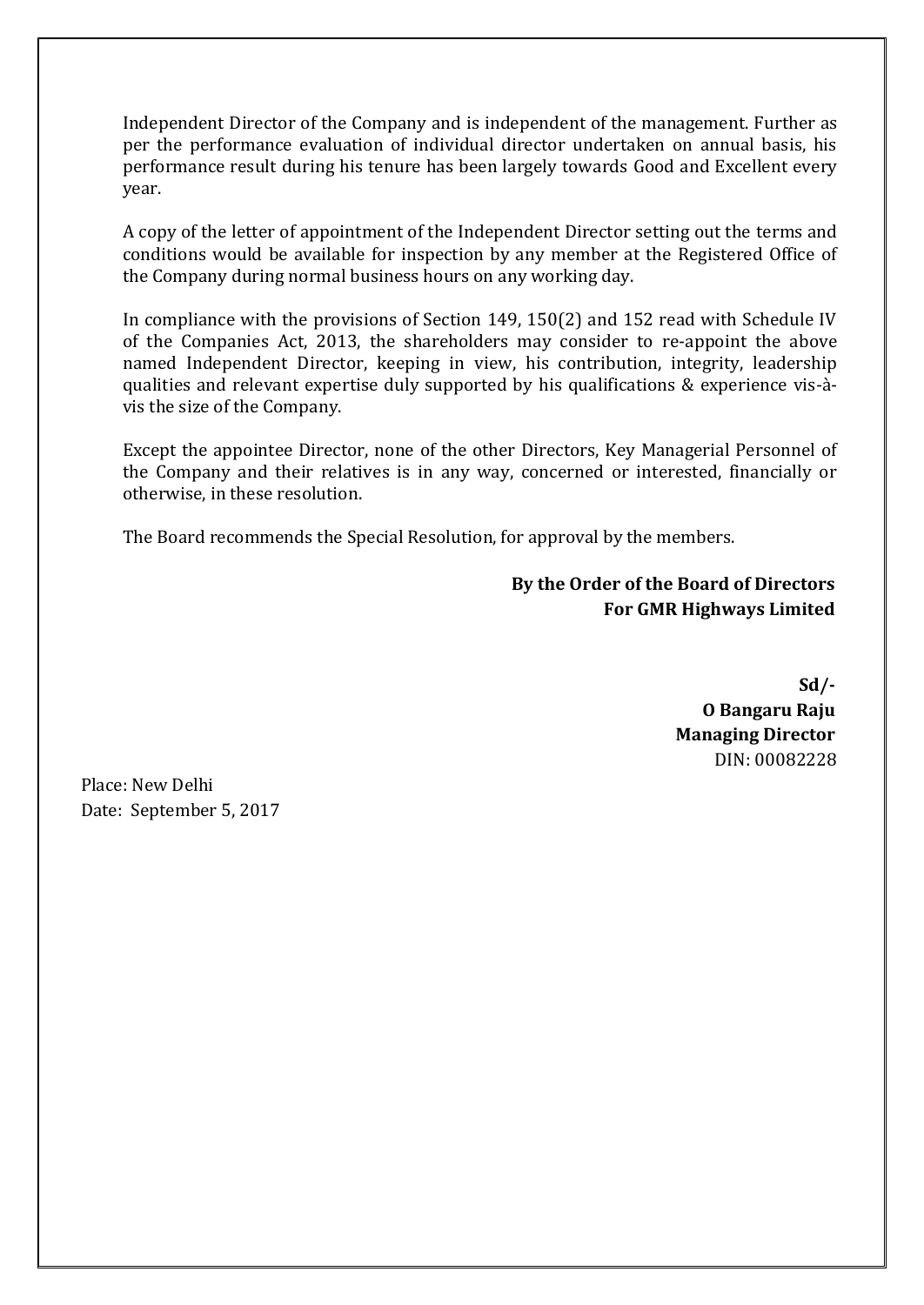Independent Director of the Company and is independent of the management. Further as per the performance evaluation of individual director undertaken on annual basis, his performance result during his tenure has been largely towards Good and Excellent every year.

A copy of the letter of appointment of the Independent Director setting out the terms and conditions would be available for inspection by any member at the Registered Office of the Company during normal business hours on any working day.

In compliance with the provisions of Section 149, 150(2) and 152 read with Schedule IV of the Companies Act, 2013, the shareholders may consider to re-appoint the above named Independent Director, keeping in view, his contribution, integrity, leadership qualities and relevant expertise duly supported by his qualifications & experience vis-à-vis the size of the Company.

Except the appointee Director, none of the other Directors, Key Managerial Personnel of the Company and their relatives is in any way, concerned or interested, financially or otherwise, in these resolution.

The Board recommends the Special Resolution, for approval by the members.

**By the Order of the Board of Directors**
**For GMR Highways Limited**

**Sd/-**
**O Bangaru Raju**
**Managing Director**
DIN: 00082228

Place: New Delhi
Date: September 5, 2017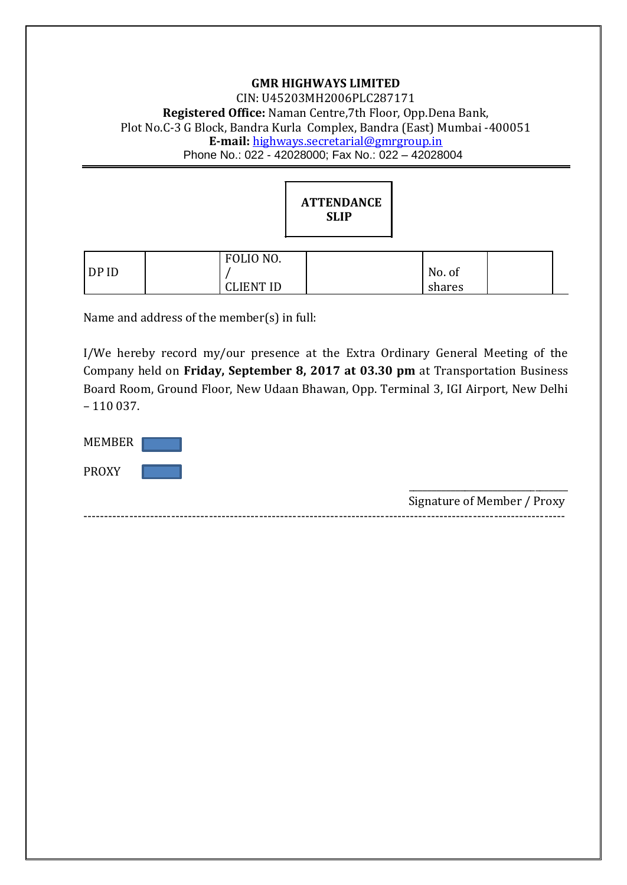**GMR HIGHWAYS LIMITED**

CIN: U45203MH2006PLC287171

**Registered Office:** Naman Centre,7th Floor, Opp.Dena Bank, Plot No.C-3 G Block, Bandra Kurla Complex, Bandra (East) Mumbai -400051

**E-mail:** highways.secretarial@gmrgroup.in

Phone No.: 022 - 42028000; Fax No.: 022 – 42028004

---

**ATTENDANCE SLIP**

| DP ID | | FOLIO NO. / CLIENT ID | | No. of shares | |
|---|---|---|---|---|---|

Name and address of the member(s) in full:

I/We hereby record my/our presence at the Extra Ordinary General Meeting of the Company held on **Friday, September 8, 2017 at 03.30 pm** at Transportation Business Board Room, Ground Floor, New Udaan Bhawan, Opp. Terminal 3, IGI Airport, New Delhi – 110 037.

MEMBER ☐

PROXY ☐

______________________________

Signature of Member / Proxy

---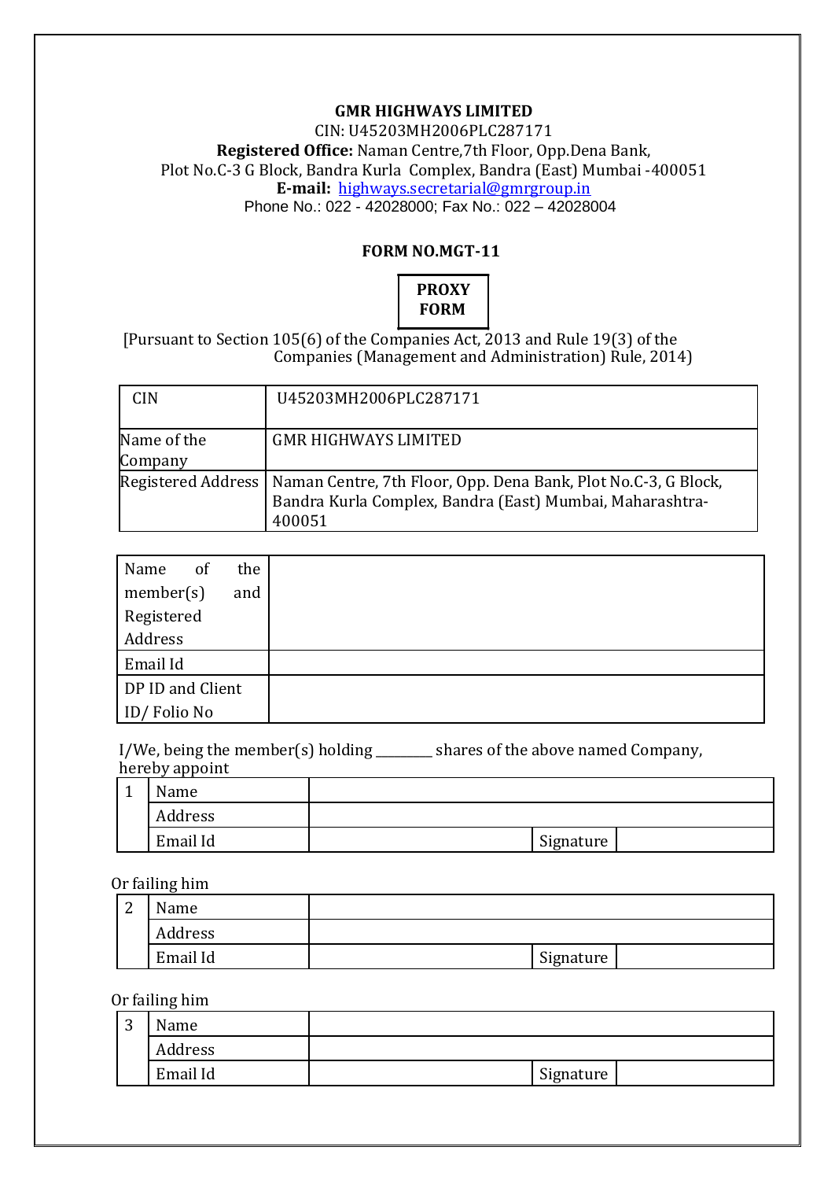**GMR HIGHWAYS LIMITED**

CIN: U45203MH2006PLC287171

**Registered Office:** Naman Centre,7th Floor, Opp.Dena Bank,
Plot No.C-3 G Block, Bandra Kurla Complex, Bandra (East) Mumbai -400051

**E-mail:** highways.secretarial@gmrgroup.in

Phone No.: 022 - 42028000; Fax No.: 022 – 42028004

**FORM NO.MGT-11**

**PROXY FORM**

[Pursuant to Section 105(6) of the Companies Act, 2013 and Rule 19(3) of the Companies (Management and Administration) Rule, 2014)

| CIN | U45203MH2006PLC287171 |
|---|---|
| Name of the Company | GMR HIGHWAYS LIMITED |
| Registered Address | Naman Centre, 7th Floor, Opp. Dena Bank, Plot No.C-3, G Block, Bandra Kurla Complex, Bandra (East) Mumbai, Maharashtra-400051 |

| Name of the member(s) and Registered Address | |
|---|---|
| Email Id | |
| DP ID and Client ID/ Folio No | |

I/We, being the member(s) holding _______ shares of the above named Company, hereby appoint

| 1 | Name | | | |
|---|---|---|---|---|
| | Address | | | |
| | Email Id | | Signature | |

Or failing him

| 2 | Name | | | |
|---|---|---|---|---|
| | Address | | | |
| | Email Id | | Signature | |

Or failing him

| 3 | Name | | | |
|---|---|---|---|---|
| | Address | | | |
| | Email Id | | Signature | |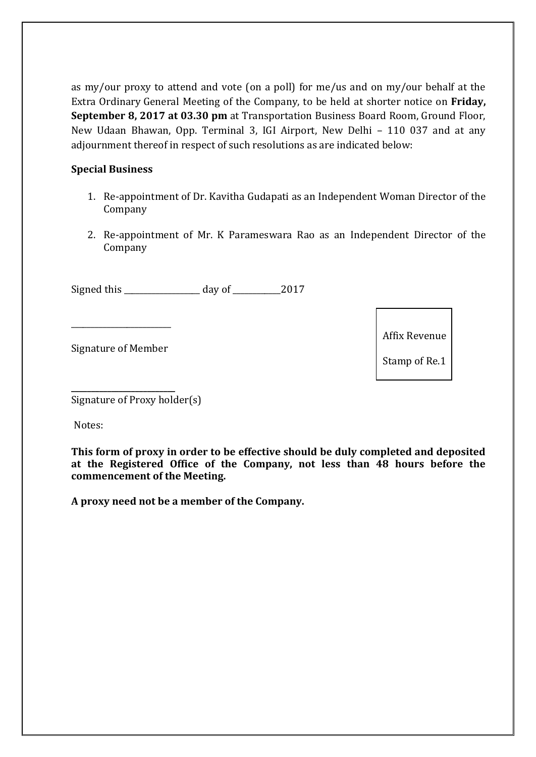as my/our proxy to attend and vote (on a poll) for me/us and on my/our behalf at the Extra Ordinary General Meeting of the Company, to be held at shorter notice on **Friday, September 8, 2017 at 03.30 pm** at Transportation Business Board Room, Ground Floor, New Udaan Bhawan, Opp. Terminal 3, IGI Airport, New Delhi – 110 037 and at any adjournment thereof in respect of such resolutions as are indicated below:

**Special Business**

1. Re-appointment of Dr. Kavitha Gudapati as an Independent Woman Director of the Company

2. Re-appointment of Mr. K Parameswara Rao as an Independent Director of the Company

Signed this ________________ day of ___________2017

______________________

Signature of Member

Affix Revenue Stamp of Re.1

______________________

Signature of Proxy holder(s)

Notes:

**This form of proxy in order to be effective should be duly completed and deposited at the Registered Office of the Company, not less than 48 hours before the commencement of the Meeting.**

**A proxy need not be a member of the Company.**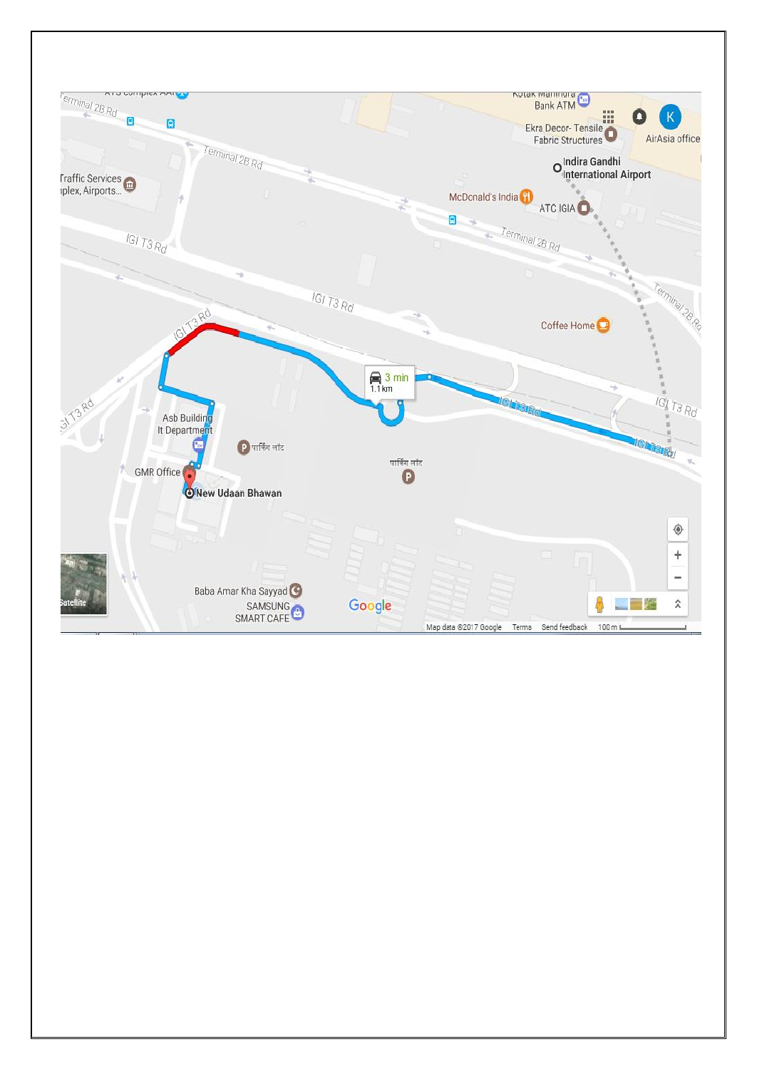ATS complex AAI
Terminal 2B Rd
Kotak Mahindra
Bank ATM
Ekra Decor- Tensile
Fabric Structures
AirAsia office
Indira Gandhi
International Airport
Traffic Services
Complex, Airports...
Terminal 2B Rd
McDonald's India
ATC IGIA
Terminal 2B Rd
IGI T3 Rd
IGI T3 Rd
Terminal 2B Rd
Coffee Home
IGI T3 Rd
3 min
1.1 km
IGI T3 Rd
IGI T3 Rd
IGI T3 Rd
IGI T3 Rd
Asb Building
It Department
पार्किंग लॉट
पार्किंग लॉट
GMR Office
New Udaan Bhawan
Satellite
Baba Amar Kha Sayyad
SAMSUNG
SMART CAFE
Google
Map data ©2017 Google Terms Send feedback 100 m